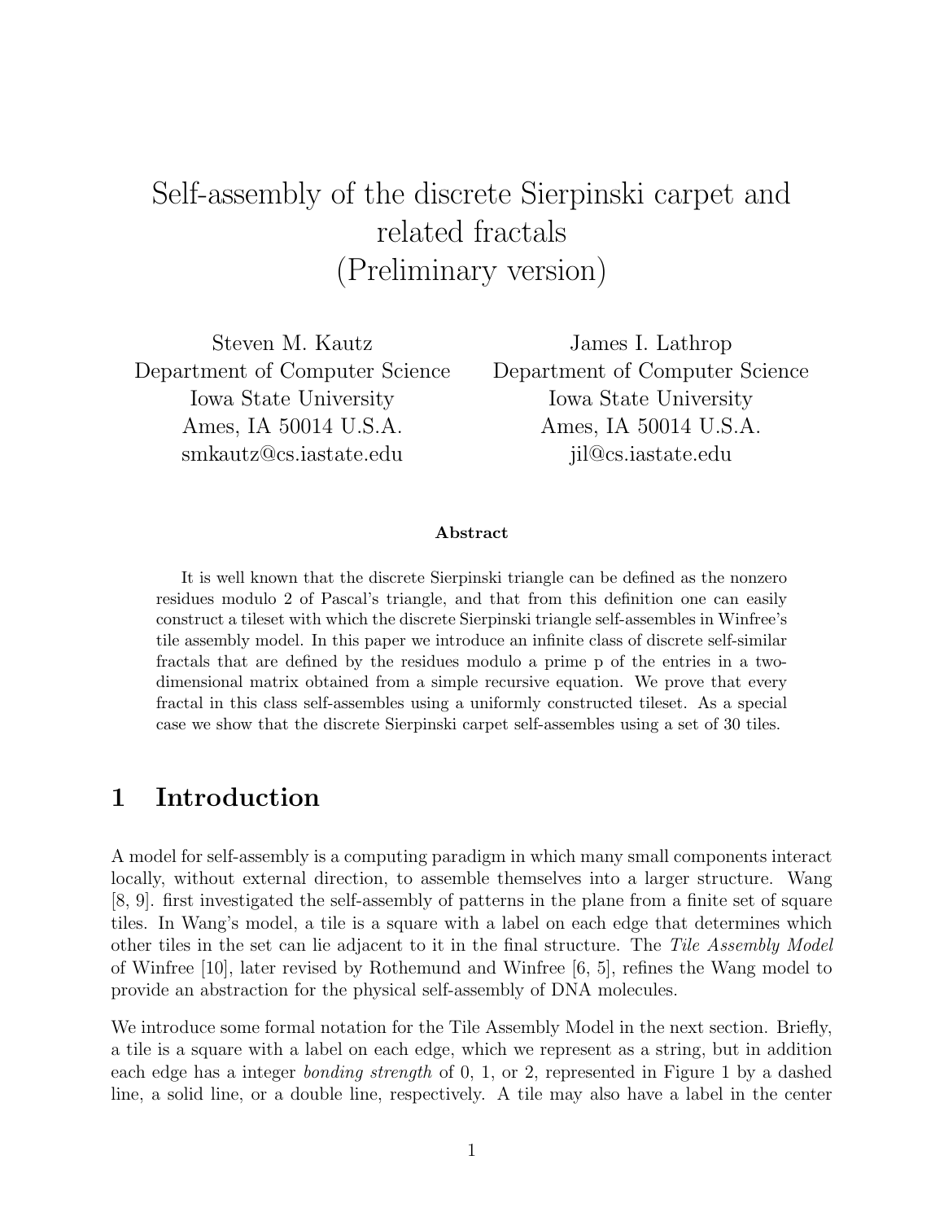# Self-assembly of the discrete Sierpinski carpet and related fractals (Preliminary version)

Steven M. Kautz
Department of Computer Science
Iowa State University
Ames, IA 50014 U.S.A.
smkautz@cs.iastate.edu

James I. Lathrop
Department of Computer Science
Iowa State University
Ames, IA 50014 U.S.A.
jil@cs.iastate.edu

**Abstract**

It is well known that the discrete Sierpinski triangle can be defined as the nonzero residues modulo 2 of Pascal's triangle, and that from this definition one can easily construct a tileset with which the discrete Sierpinski triangle self-assembles in Winfree's tile assembly model. In this paper we introduce an infinite class of discrete self-similar fractals that are defined by the residues modulo a prime p of the entries in a two-dimensional matrix obtained from a simple recursive equation. We prove that every fractal in this class self-assembles using a uniformly constructed tileset. As a special case we show that the discrete Sierpinski carpet self-assembles using a set of 30 tiles.

## 1 Introduction

A model for self-assembly is a computing paradigm in which many small components interact locally, without external direction, to assemble themselves into a larger structure. Wang [8, 9]. first investigated the self-assembly of patterns in the plane from a finite set of square tiles. In Wang's model, a tile is a square with a label on each edge that determines which other tiles in the set can lie adjacent to it in the final structure. The *Tile Assembly Model* of Winfree [10], later revised by Rothemund and Winfree [6, 5], refines the Wang model to provide an abstraction for the physical self-assembly of DNA molecules.

We introduce some formal notation for the Tile Assembly Model in the next section. Briefly, a tile is a square with a label on each edge, which we represent as a string, but in addition each edge has a integer *bonding strength* of 0, 1, or 2, represented in Figure 1 by a dashed line, a solid line, or a double line, respectively. A tile may also have a label in the center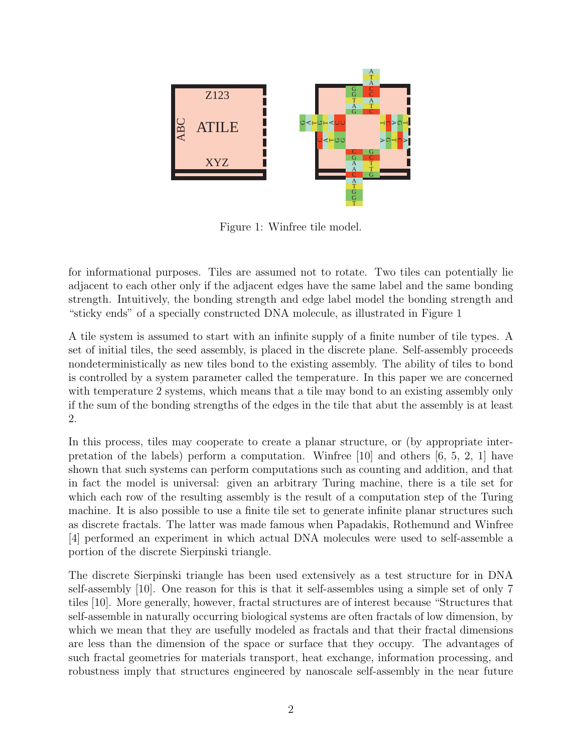Figure 1: Winfree tile model.

for informational purposes. Tiles are assumed not to rotate. Two tiles can potentially lie adjacent to each other only if the adjacent edges have the same label and the same bonding strength. Intuitively, the bonding strength and edge label model the bonding strength and "sticky ends" of a specially constructed DNA molecule, as illustrated in Figure 1

A tile system is assumed to start with an infinite supply of a finite number of tile types. A set of initial tiles, the seed assembly, is placed in the discrete plane. Self-assembly proceeds nondeterministically as new tiles bond to the existing assembly. The ability of tiles to bond is controlled by a system parameter called the temperature. In this paper we are concerned with temperature 2 systems, which means that a tile may bond to an existing assembly only if the sum of the bonding strengths of the edges in the tile that abut the assembly is at least 2.

In this process, tiles may cooperate to create a planar structure, or (by appropriate interpretation of the labels) perform a computation. Winfree [10] and others [6, 5, 2, 1] have shown that such systems can perform computations such as counting and addition, and that in fact the model is universal: given an arbitrary Turing machine, there is a tile set for which each row of the resulting assembly is the result of a computation step of the Turing machine. It is also possible to use a finite tile set to generate infinite planar structures such as discrete fractals. The latter was made famous when Papadakis, Rothemund and Winfree [4] performed an experiment in which actual DNA molecules were used to self-assemble a portion of the discrete Sierpinski triangle.

The discrete Sierpinski triangle has been used extensively as a test structure for in DNA self-assembly [10]. One reason for this is that it self-assembles using a simple set of only 7 tiles [10]. More generally, however, fractal structures are of interest because "Structures that self-assemble in naturally occurring biological systems are often fractals of low dimension, by which we mean that they are usefully modeled as fractals and that their fractal dimensions are less than the dimension of the space or surface that they occupy. The advantages of such fractal geometries for materials transport, heat exchange, information processing, and robustness imply that structures engineered by nanoscale self-assembly in the near future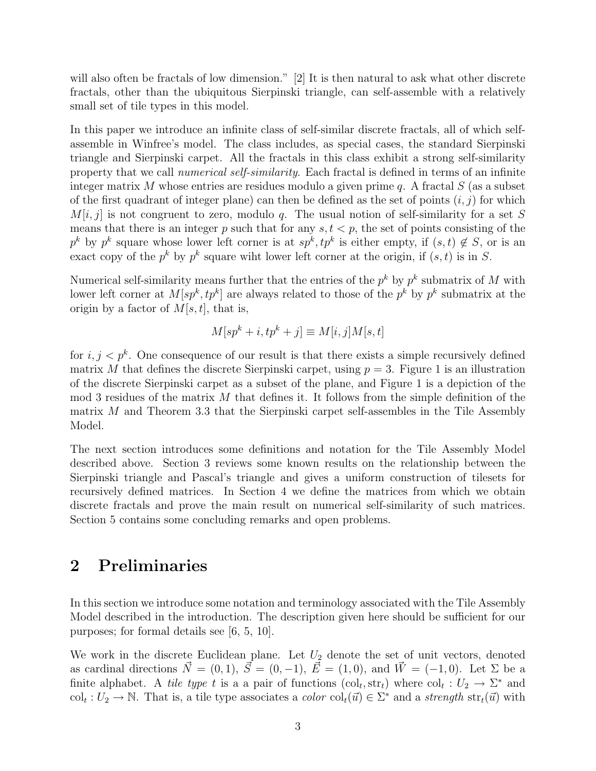will also often be fractals of low dimension." [2] It is then natural to ask what other discrete fractals, other than the ubiquitous Sierpinski triangle, can self-assemble with a relatively small set of tile types in this model.

In this paper we introduce an infinite class of self-similar discrete fractals, all of which self-assemble in Winfree's model. The class includes, as special cases, the standard Sierpinski triangle and Sierpinski carpet. All the fractals in this class exhibit a strong self-similarity property that we call *numerical self-similarity*. Each fractal is defined in terms of an infinite integer matrix $M$ whose entries are residues modulo a given prime $q$. A fractal $S$ (as a subset of the first quadrant of integer plane) can then be defined as the set of points $(i, j)$ for which $M[i, j]$ is not congruent to zero, modulo $q$. The usual notion of self-similarity for a set $S$ means that there is an integer $p$ such that for any $s, t < p$, the set of points consisting of the $p^k$ by $p^k$ square whose lower left corner is at $sp^k, tp^k$ is either empty, if $(s, t) \notin S$, or is an exact copy of the $p^k$ by $p^k$ square wiht lower left corner at the origin, if $(s, t)$ is in $S$.

Numerical self-similarity means further that the entries of the $p^k$ by $p^k$ submatrix of $M$ with lower left corner at $M[sp^k, tp^k]$ are always related to those of the $p^k$ by $p^k$ submatrix at the origin by a factor of $M[s, t]$, that is,

$$M[sp^k + i, tp^k + j] \equiv M[i, j]M[s, t]$$

for $i, j < p^k$. One consequence of our result is that there exists a simple recursively defined matrix $M$ that defines the discrete Sierpinski carpet, using $p = 3$. Figure 1 is an illustration of the discrete Sierpinski carpet as a subset of the plane, and Figure 1 is a depiction of the mod 3 residues of the matrix $M$ that defines it. It follows from the simple definition of the matrix $M$ and Theorem 3.3 that the Sierpinski carpet self-assembles in the Tile Assembly Model.

The next section introduces some definitions and notation for the Tile Assembly Model described above. Section 3 reviews some known results on the relationship between the Sierpinski triangle and Pascal's triangle and gives a uniform construction of tilesets for recursively defined matrices. In Section 4 we define the matrices from which we obtain discrete fractals and prove the main result on numerical self-similarity of such matrices. Section 5 contains some concluding remarks and open problems.

## 2 Preliminaries

In this section we introduce some notation and terminology associated with the Tile Assembly Model described in the introduction. The description given here should be sufficient for our purposes; for formal details see [6, 5, 10].

We work in the discrete Euclidean plane. Let $U_2$ denote the set of unit vectors, denoted as cardinal directions $\vec{N} = (0, 1)$, $\vec{S} = (0, -1)$, $\vec{E} = (1, 0)$, and $\vec{W} = (-1, 0)$. Let $\Sigma$ be a finite alphabet. A *tile type* $t$ is a a pair of functions $(\text{col}_t, \text{str}_t)$ where $\text{col}_t : U_2 \to \Sigma^*$ and $\text{col}_t : U_2 \to \mathbb{N}$. That is, a tile type associates a *color* $\text{col}_t(\vec{u}) \in \Sigma^*$ and a *strength* $\text{str}_t(\vec{u})$ with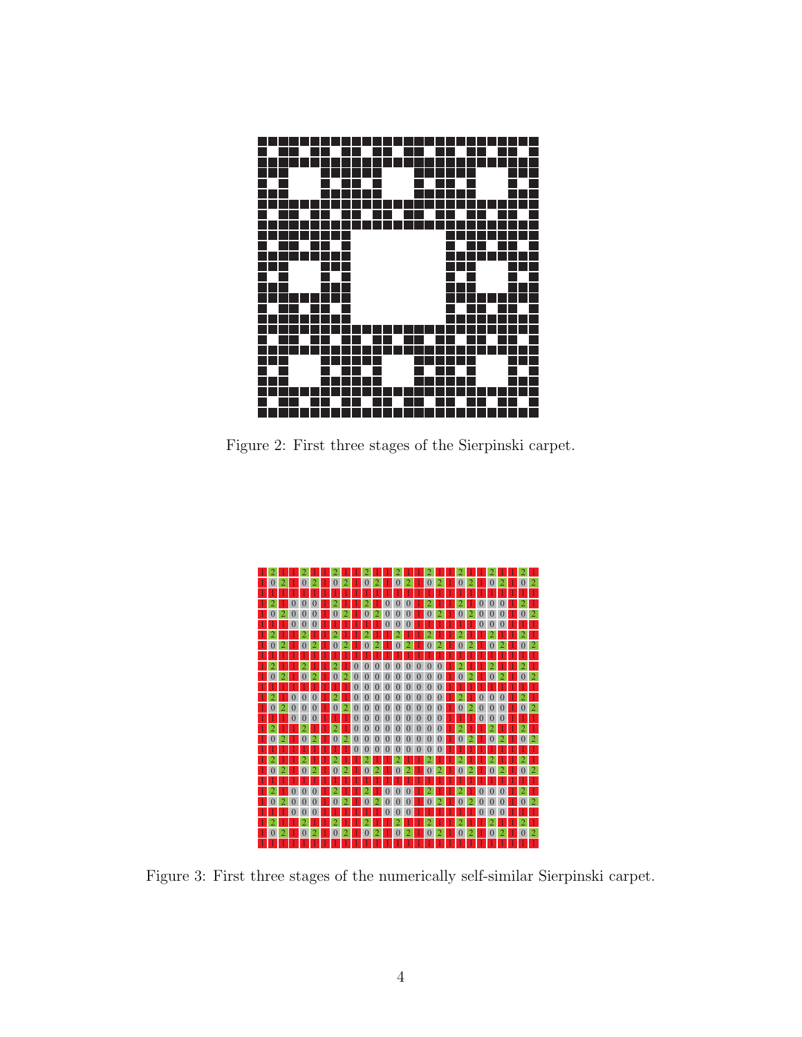Figure 2: First three stages of the Sierpinski carpet.

Figure 3: First three stages of the numerically self-similar Sierpinski carpet.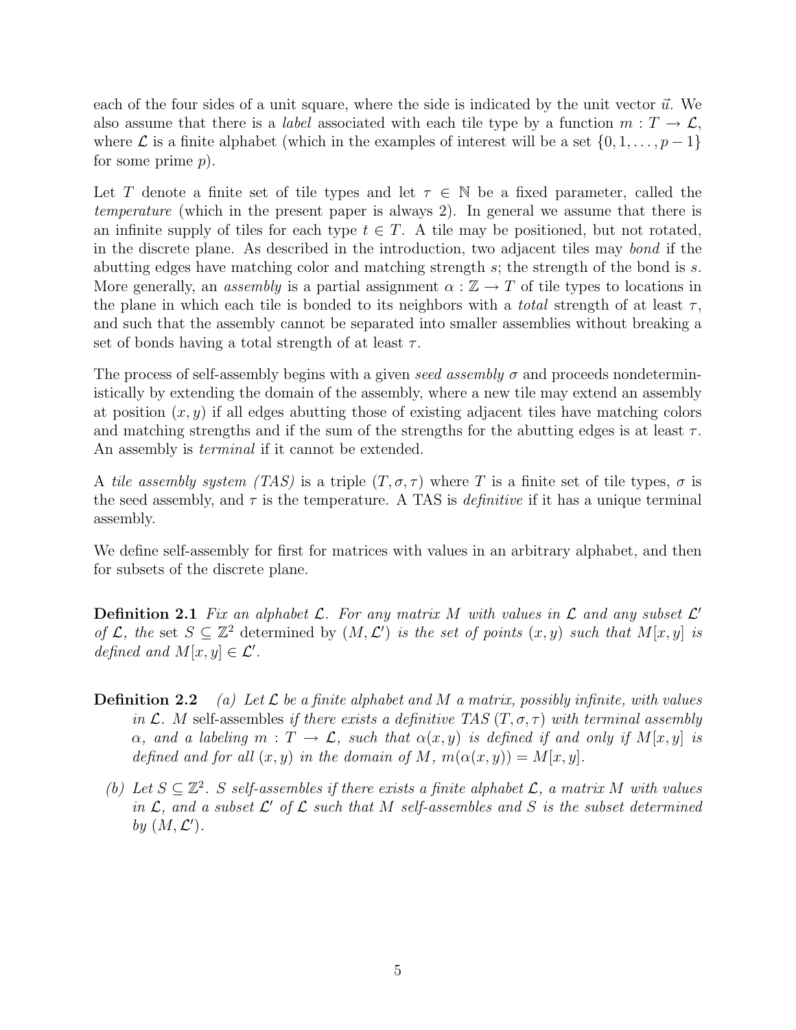each of the four sides of a unit square, where the side is indicated by the unit vector $\vec{u}$. We also assume that there is a *label* associated with each tile type by a function $m : T \to \mathcal{L}$, where $\mathcal{L}$ is a finite alphabet (which in the examples of interest will be a set $\{0, 1, \ldots, p-1\}$ for some prime $p$).

Let $T$ denote a finite set of tile types and let $\tau \in \mathbb{N}$ be a fixed parameter, called the *temperature* (which in the present paper is always 2). In general we assume that there is an infinite supply of tiles for each type $t \in T$. A tile may be positioned, but not rotated, in the discrete plane. As described in the introduction, two adjacent tiles may *bond* if the abutting edges have matching color and matching strength $s$; the strength of the bond is $s$. More generally, an *assembly* is a partial assignment $\alpha : \mathbb{Z} \to T$ of tile types to locations in the plane in which each tile is bonded to its neighbors with a *total* strength of at least $\tau$, and such that the assembly cannot be separated into smaller assemblies without breaking a set of bonds having a total strength of at least $\tau$.

The process of self-assembly begins with a given *seed assembly* $\sigma$ and proceeds nondeterministically by extending the domain of the assembly, where a new tile may extend an assembly at position $(x, y)$ if all edges abutting those of existing adjacent tiles have matching colors and matching strengths and if the sum of the strengths for the abutting edges is at least $\tau$. An assembly is *terminal* if it cannot be extended.

A *tile assembly system (TAS)* is a triple $(T, \sigma, \tau)$ where $T$ is a finite set of tile types, $\sigma$ is the seed assembly, and $\tau$ is the temperature. A TAS is *definitive* if it has a unique terminal assembly.

We define self-assembly for first for matrices with values in an arbitrary alphabet, and then for subsets of the discrete plane.

**Definition 2.1** *Fix an alphabet $\mathcal{L}$. For any matrix $M$ with values in $\mathcal{L}$ and any subset $\mathcal{L}'$ of $\mathcal{L}$, the* set $S \subseteq \mathbb{Z}^2$ determined by $(M, \mathcal{L}')$ *is the set of points $(x, y)$ such that $M[x, y]$ is defined and $M[x, y] \in \mathcal{L}'$.*

**Definition 2.2** *(a) Let $\mathcal{L}$ be a finite alphabet and $M$ a matrix, possibly infinite, with values in $\mathcal{L}$. $M$* self-assembles *if there exists a definitive TAS $(T, \sigma, \tau)$ with terminal assembly $\alpha$, and a labeling $m : T \to \mathcal{L}$, such that $\alpha(x, y)$ is defined if and only if $M[x, y]$ is defined and for all $(x, y)$ in the domain of $M$, $m(\alpha(x, y)) = M[x, y]$.*

*(b) Let $S \subseteq \mathbb{Z}^2$. $S$ self-assembles if there exists a finite alphabet $\mathcal{L}$, a matrix $M$ with values in $\mathcal{L}$, and a subset $\mathcal{L}'$ of $\mathcal{L}$ such that $M$ self-assembles and $S$ is the subset determined by $(M, \mathcal{L}')$.*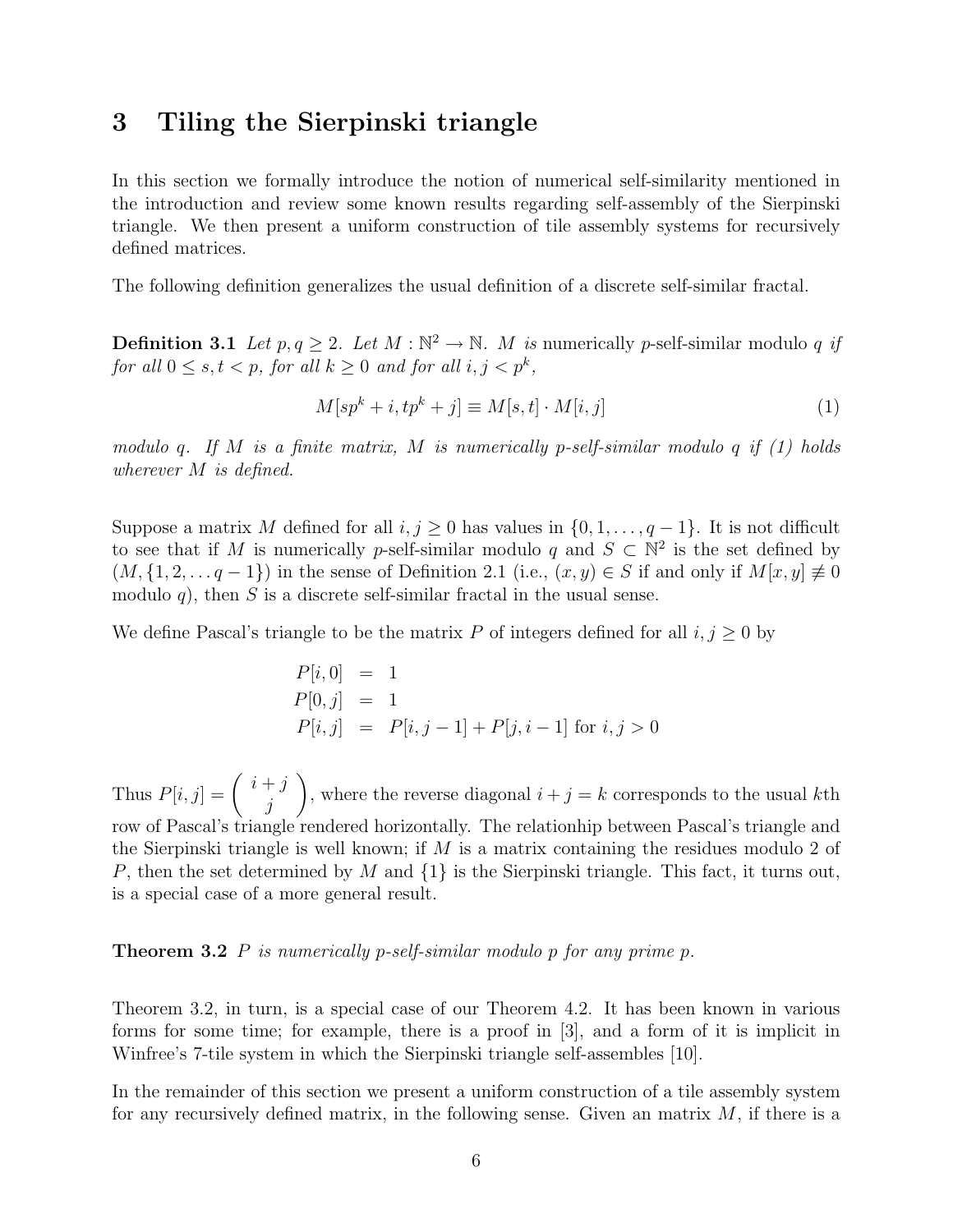## 3 Tiling the Sierpinski triangle

In this section we formally introduce the notion of numerical self-similarity mentioned in the introduction and review some known results regarding self-assembly of the Sierpinski triangle. We then present a uniform construction of tile assembly systems for recursively defined matrices.

The following definition generalizes the usual definition of a discrete self-similar fractal.

**Definition 3.1** *Let $p, q \geq 2$. Let $M : \mathbb{N}^2 \to \mathbb{N}$. $M$ is* numerically $p$-self-similar modulo $q$ *if for all $0 \leq s, t < p$, for all $k \geq 0$ and for all $i, j < p^k$,*

$$M[sp^k + i, tp^k + j] \equiv M[s,t] \cdot M[i,j] \tag{1}$$

*modulo $q$. If $M$ is a finite matrix, $M$ is numerically $p$-self-similar modulo $q$ if (1) holds wherever $M$ is defined.*

Suppose a matrix $M$ defined for all $i, j \geq 0$ has values in $\{0, 1, \ldots, q-1\}$. It is not difficult to see that if $M$ is numerically $p$-self-similar modulo $q$ and $S \subset \mathbb{N}^2$ is the set defined by $(M, \{1, 2, \ldots q-1\})$ in the sense of Definition 2.1 (i.e., $(x, y) \in S$ if and only if $M[x, y] \not\equiv 0$ modulo $q$), then $S$ is a discrete self-similar fractal in the usual sense.

We define Pascal's triangle to be the matrix $P$ of integers defined for all $i, j \geq 0$ by

$$\begin{aligned} P[i, 0] &= 1 \\ P[0, j] &= 1 \\ P[i, j] &= P[i, j-1] + P[j, i-1] \text{ for } i, j > 0 \end{aligned}$$

Thus $P[i, j] = \begin{pmatrix} i+j \\ j \end{pmatrix}$, where the reverse diagonal $i + j = k$ corresponds to the usual $k$th row of Pascal's triangle rendered horizontally. The relationhip between Pascal's triangle and the Sierpinski triangle is well known; if $M$ is a matrix containing the residues modulo 2 of $P$, then the set determined by $M$ and $\{1\}$ is the Sierpinski triangle. This fact, it turns out, is a special case of a more general result.

**Theorem 3.2** *$P$ is numerically $p$-self-similar modulo $p$ for any prime $p$.*

Theorem 3.2, in turn, is a special case of our Theorem 4.2. It has been known in various forms for some time; for example, there is a proof in [3], and a form of it is implicit in Winfree's 7-tile system in which the Sierpinski triangle self-assembles [10].

In the remainder of this section we present a uniform construction of a tile assembly system for any recursively defined matrix, in the following sense. Given an matrix $M$, if there is a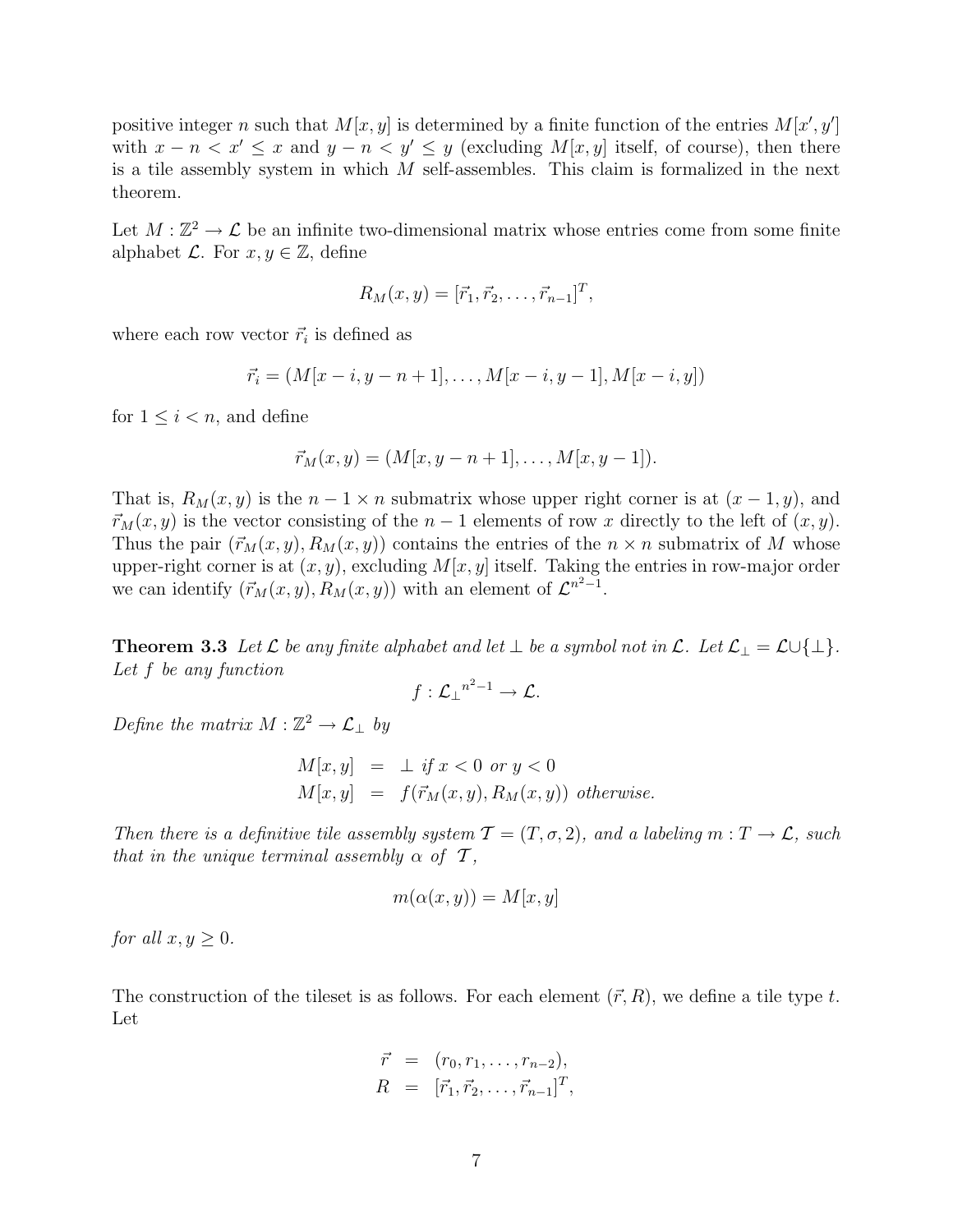positive integer $n$ such that $M[x, y]$ is determined by a finite function of the entries $M[x', y']$ with $x - n < x' \leq x$ and $y - n < y' \leq y$ (excluding $M[x, y]$ itself, of course), then there is a tile assembly system in which $M$ self-assembles. This claim is formalized in the next theorem.

Let $M : \mathbb{Z}^2 \to \mathcal{L}$ be an infinite two-dimensional matrix whose entries come from some finite alphabet $\mathcal{L}$. For $x, y \in \mathbb{Z}$, define

$$R_M(x, y) = [\vec{r}_1, \vec{r}_2, \ldots, \vec{r}_{n-1}]^T,$$

where each row vector $\vec{r}_i$ is defined as

$$\vec{r}_i = (M[x - i, y - n + 1], \ldots, M[x - i, y - 1], M[x - i, y])$$

for $1 \leq i < n$, and define

$$\vec{r}_M(x, y) = (M[x, y - n + 1], \ldots, M[x, y - 1]).$$

That is, $R_M(x, y)$ is the $n - 1 \times n$ submatrix whose upper right corner is at $(x - 1, y)$, and $\vec{r}_M(x, y)$ is the vector consisting of the $n - 1$ elements of row $x$ directly to the left of $(x, y)$. Thus the pair $(\vec{r}_M(x, y), R_M(x, y))$ contains the entries of the $n \times n$ submatrix of $M$ whose upper-right corner is at $(x, y)$, excluding $M[x, y]$ itself. Taking the entries in row-major order we can identify $(\vec{r}_M(x, y), R_M(x, y))$ with an element of $\mathcal{L}^{n^2-1}$.

**Theorem 3.3** *Let $\mathcal{L}$ be any finite alphabet and let $\perp$ be a symbol not in $\mathcal{L}$. Let $\mathcal{L}_\perp = \mathcal{L} \cup \{\perp\}$. Let $f$ be any function*

$$f : {\mathcal{L}_\perp}^{n^2-1} \to \mathcal{L}.$$

*Define the matrix $M : \mathbb{Z}^2 \to \mathcal{L}_\perp$ by*

$$\begin{aligned} M[x, y] &= \perp \text{ if } x < 0 \text{ or } y < 0 \\ M[x, y] &= f(\vec{r}_M(x, y), R_M(x, y)) \text{ otherwise.} \end{aligned}$$

*Then there is a definitive tile assembly system $\mathcal{T} = (T, \sigma, 2)$, and a labeling $m : T \to \mathcal{L}$, such that in the unique terminal assembly $\alpha$ of $\mathcal{T}$,*

$$m(\alpha(x, y)) = M[x, y]$$

*for all $x, y \geq 0$.*

The construction of the tileset is as follows. For each element $(\vec{r}, R)$, we define a tile type $t$. Let

$$\begin{aligned} \vec{r} &= (r_0, r_1, \ldots, r_{n-2}), \\ R &= [\vec{r}_1, \vec{r}_2, \ldots, \vec{r}_{n-1}]^T, \end{aligned}$$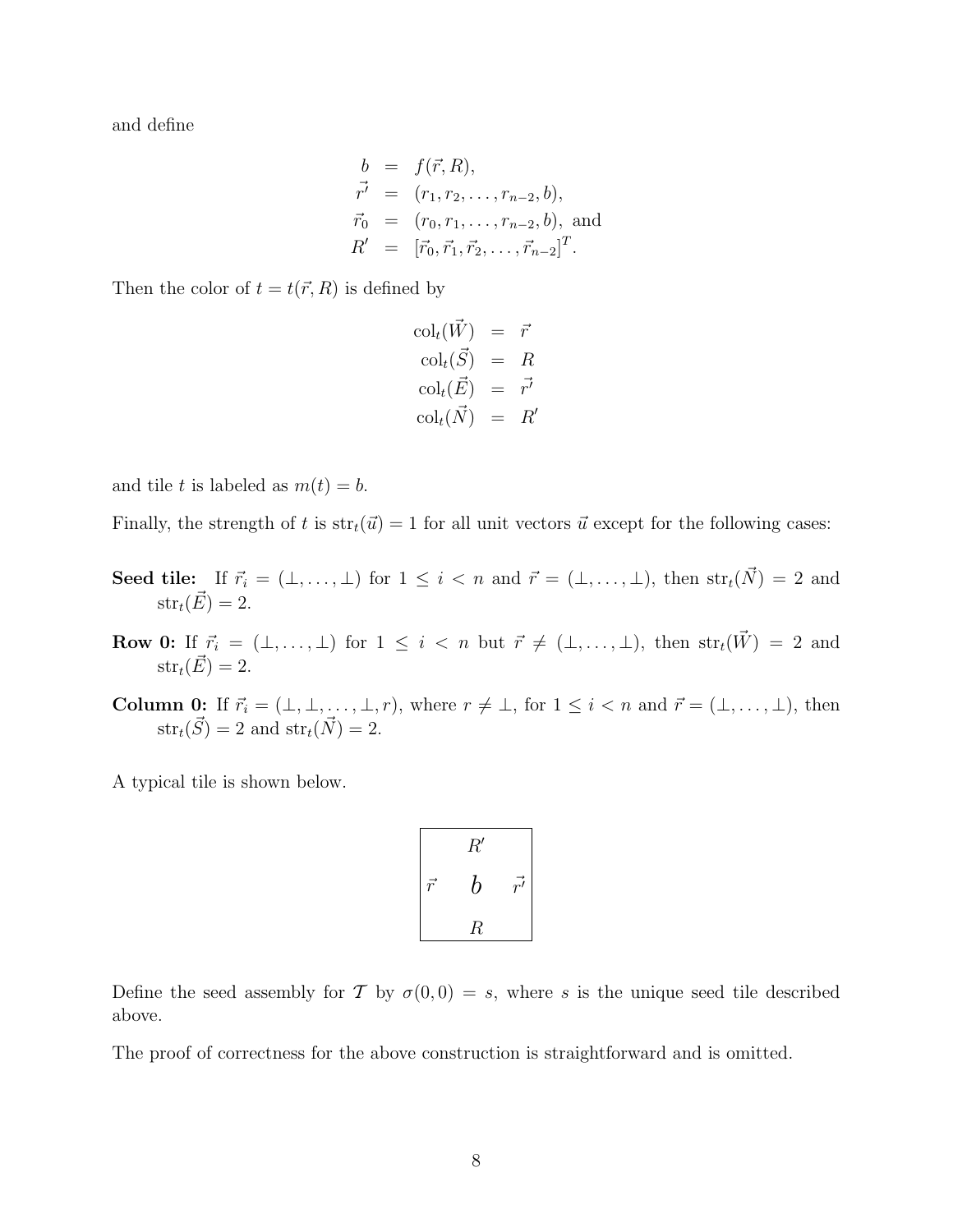and define

$$
\begin{aligned}
b &= f(\vec{r}, R), \\
\vec{r'} &= (r_1, r_2, \ldots, r_{n-2}, b), \\
\vec{r}_0 &= (r_0, r_1, \ldots, r_{n-2}, b), \text{ and} \\
R' &= [\vec{r}_0, \vec{r}_1, \vec{r}_2, \ldots, \vec{r}_{n-2}]^T.
\end{aligned}
$$

Then the color of $t = t(\vec{r}, R)$ is defined by

$$
\begin{aligned}
\text{col}_t(\vec{W}) &= \vec{r} \\
\text{col}_t(\vec{S}) &= R \\
\text{col}_t(\vec{E}) &= \vec{r'} \\
\text{col}_t(\vec{N}) &= R'
\end{aligned}
$$

and tile $t$ is labeled as $m(t) = b$.

Finally, the strength of $t$ is $\text{str}_t(\vec{u}) = 1$ for all unit vectors $\vec{u}$ except for the following cases:

**Seed tile:** If $\vec{r}_i = (\perp, \ldots, \perp)$ for $1 \leq i < n$ and $\vec{r} = (\perp, \ldots, \perp)$, then $\text{str}_t(\vec{N}) = 2$ and $\text{str}_t(\vec{E}) = 2$.

**Row 0:** If $\vec{r}_i = (\perp, \ldots, \perp)$ for $1 \leq i < n$ but $\vec{r} \neq (\perp, \ldots, \perp)$, then $\text{str}_t(\vec{W}) = 2$ and $\text{str}_t(\vec{E}) = 2$.

**Column 0:** If $\vec{r}_i = (\perp, \perp, \ldots, \perp, r)$, where $r \neq \perp$, for $1 \leq i < n$ and $\vec{r} = (\perp, \ldots, \perp)$, then $\text{str}_t(\vec{S}) = 2$ and $\text{str}_t(\vec{N}) = 2$.

A typical tile is shown below.

|  | $R'$ |  |
|---|---|---|
| $\vec{r}$ | $b$ | $\vec{r'}$ |
|  | $R$ |  |

Define the seed assembly for $\mathcal{T}$ by $\sigma(0,0) = s$, where $s$ is the unique seed tile described above.

The proof of correctness for the above construction is straightforward and is omitted.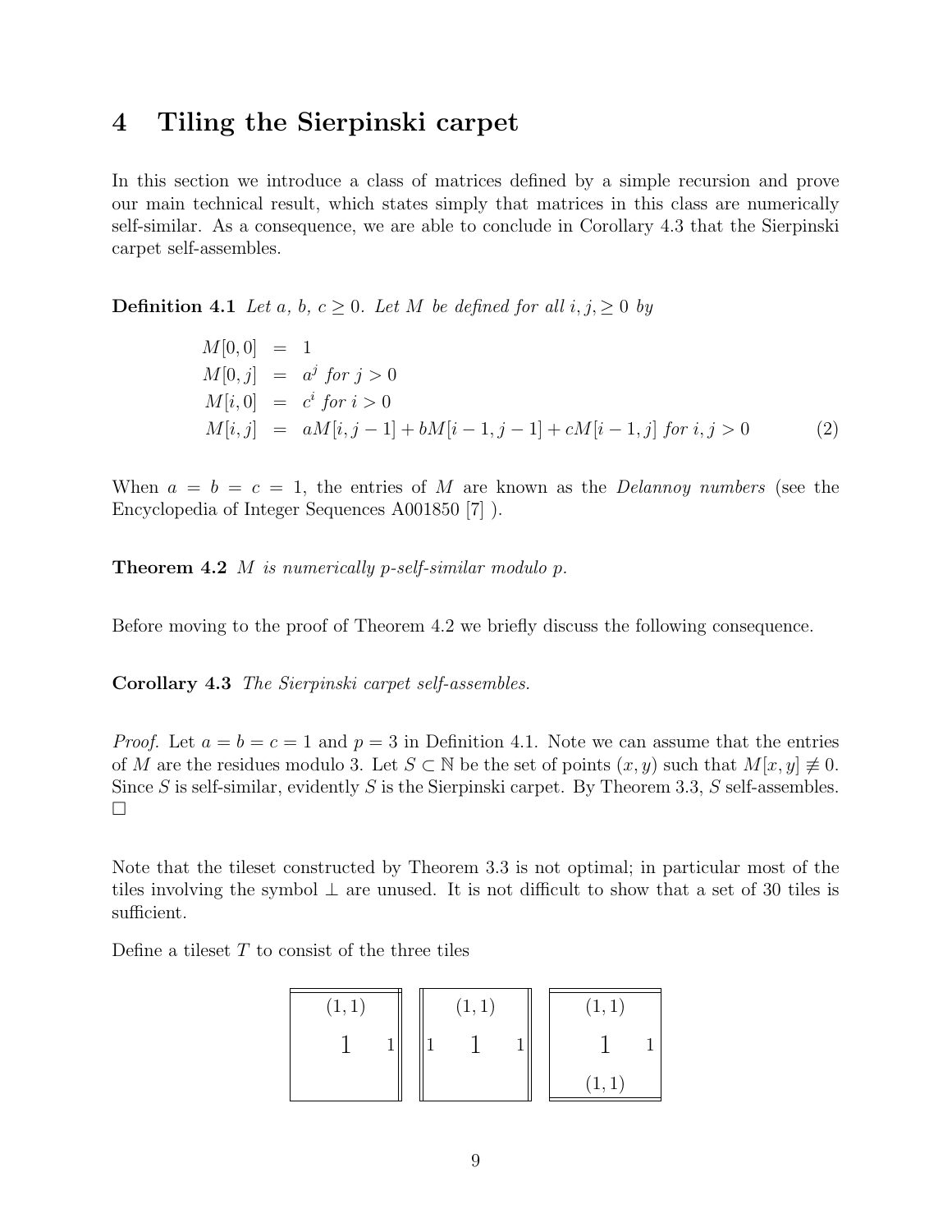## 4 Tiling the Sierpinski carpet

In this section we introduce a class of matrices defined by a simple recursion and prove our main technical result, which states simply that matrices in this class are numerically self-similar. As a consequence, we are able to conclude in Corollary 4.3 that the Sierpinski carpet self-assembles.

**Definition 4.1** *Let $a$, $b$, $c \geq 0$. Let $M$ be defined for all $i, j, \geq 0$ by*

$$
\begin{aligned}
M[0,0] &= 1 \\
M[0,j] &= a^j \text{ for } j > 0 \\
M[i,0] &= c^i \text{ for } i > 0 \\
M[i,j] &= aM[i,j-1] + bM[i-1,j-1] + cM[i-1,j] \text{ for } i,j > 0
\end{aligned}
\tag{2}
$$

When $a = b = c = 1$, the entries of $M$ are known as the *Delannoy numbers* (see the Encyclopedia of Integer Sequences A001850 [7] ).

**Theorem 4.2** *$M$ is numerically $p$-self-similar modulo $p$.*

Before moving to the proof of Theorem 4.2 we briefly discuss the following consequence.

**Corollary 4.3** *The Sierpinski carpet self-assembles.*

*Proof.* Let $a = b = c = 1$ and $p = 3$ in Definition 4.1. Note we can assume that the entries of $M$ are the residues modulo 3. Let $S \subset \mathbb{N}$ be the set of points $(x, y)$ such that $M[x, y] \not\equiv 0$. Since $S$ is self-similar, evidently $S$ is the Sierpinski carpet. By Theorem 3.3, $S$ self-assembles. □

Note that the tileset constructed by Theorem 3.3 is not optimal; in particular most of the tiles involving the symbol $\perp$ are unused. It is not difficult to show that a set of 30 tiles is sufficient.

Define a tileset $T$ to consist of the three tiles

| Tile 1 | Tile 2 | Tile 3 |
|---|---|---|
| top: $(1,1)$; center: 1; right: 1 | top: $(1,1)$; left: 1; center: 1; right: 1 | top: $(1,1)$; center: 1; right: 1; bottom: $(1,1)$ |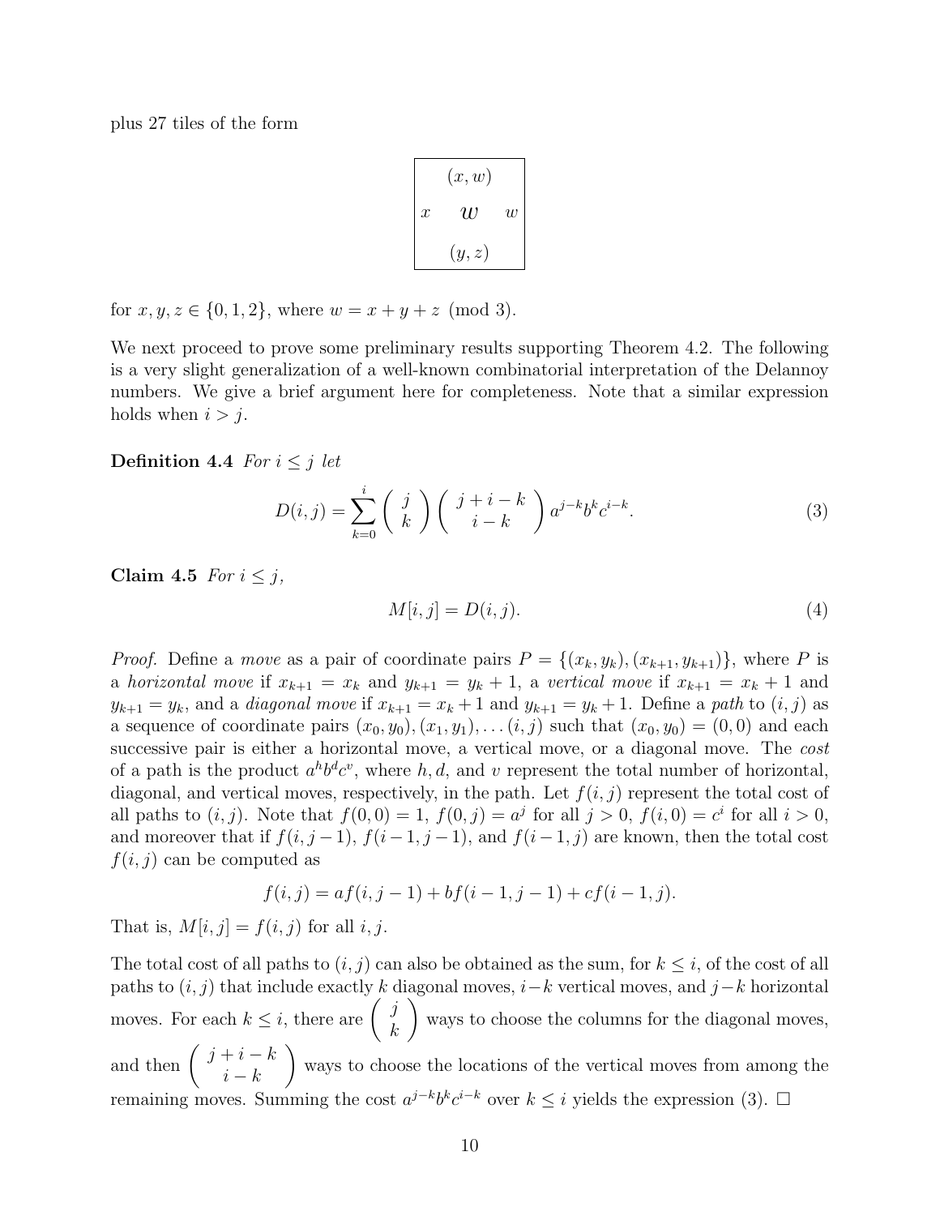plus 27 tiles of the form

| | $(x,w)$ | |
|---|---|---|
| $x$ | $w$ | $w$ |
| | $(y,z)$ | |

for $x, y, z \in \{0, 1, 2\}$, where $w = x + y + z \pmod 3$.

We next proceed to prove some preliminary results supporting Theorem 4.2. The following is a very slight generalization of a well-known combinatorial interpretation of the Delannoy numbers. We give a brief argument here for completeness. Note that a similar expression holds when $i > j$.

**Definition 4.4** *For $i \leq j$ let*

$$D(i,j) = \sum_{k=0}^{i} \binom{j}{k} \binom{j+i-k}{i-k} a^{j-k} b^k c^{i-k}. \tag{3}$$

**Claim 4.5** *For $i \leq j$,*

$$M[i,j] = D(i,j). \tag{4}$$

*Proof.* Define a *move* as a pair of coordinate pairs $P = \{(x_k, y_k), (x_{k+1}, y_{k+1})\}$, where $P$ is a *horizontal move* if $x_{k+1} = x_k$ and $y_{k+1} = y_k + 1$, a *vertical move* if $x_{k+1} = x_k + 1$ and $y_{k+1} = y_k$, and a *diagonal move* if $x_{k+1} = x_k + 1$ and $y_{k+1} = y_k + 1$. Define a *path* to $(i,j)$ as a sequence of coordinate pairs $(x_0, y_0), (x_1, y_1), \ldots (i,j)$ such that $(x_0, y_0) = (0,0)$ and each successive pair is either a horizontal move, a vertical move, or a diagonal move. The *cost* of a path is the product $a^h b^d c^v$, where $h, d$, and $v$ represent the total number of horizontal, diagonal, and vertical moves, respectively, in the path. Let $f(i,j)$ represent the total cost of all paths to $(i,j)$. Note that $f(0,0) = 1$, $f(0,j) = a^j$ for all $j > 0$, $f(i,0) = c^i$ for all $i > 0$, and moreover that if $f(i, j-1)$, $f(i-1, j-1)$, and $f(i-1, j)$ are known, then the total cost $f(i,j)$ can be computed as

$$f(i,j) = af(i, j-1) + bf(i-1, j-1) + cf(i-1, j).$$

That is, $M[i,j] = f(i,j)$ for all $i, j$.

The total cost of all paths to $(i,j)$ can also be obtained as the sum, for $k \leq i$, of the cost of all paths to $(i,j)$ that include exactly $k$ diagonal moves, $i-k$ vertical moves, and $j-k$ horizontal moves. For each $k \leq i$, there are $\binom{j}{k}$ ways to choose the columns for the diagonal moves, and then $\binom{j+i-k}{i-k}$ ways to choose the locations of the vertical moves from among the remaining moves. Summing the cost $a^{j-k} b^k c^{i-k}$ over $k \leq i$ yields the expression (3). $\square$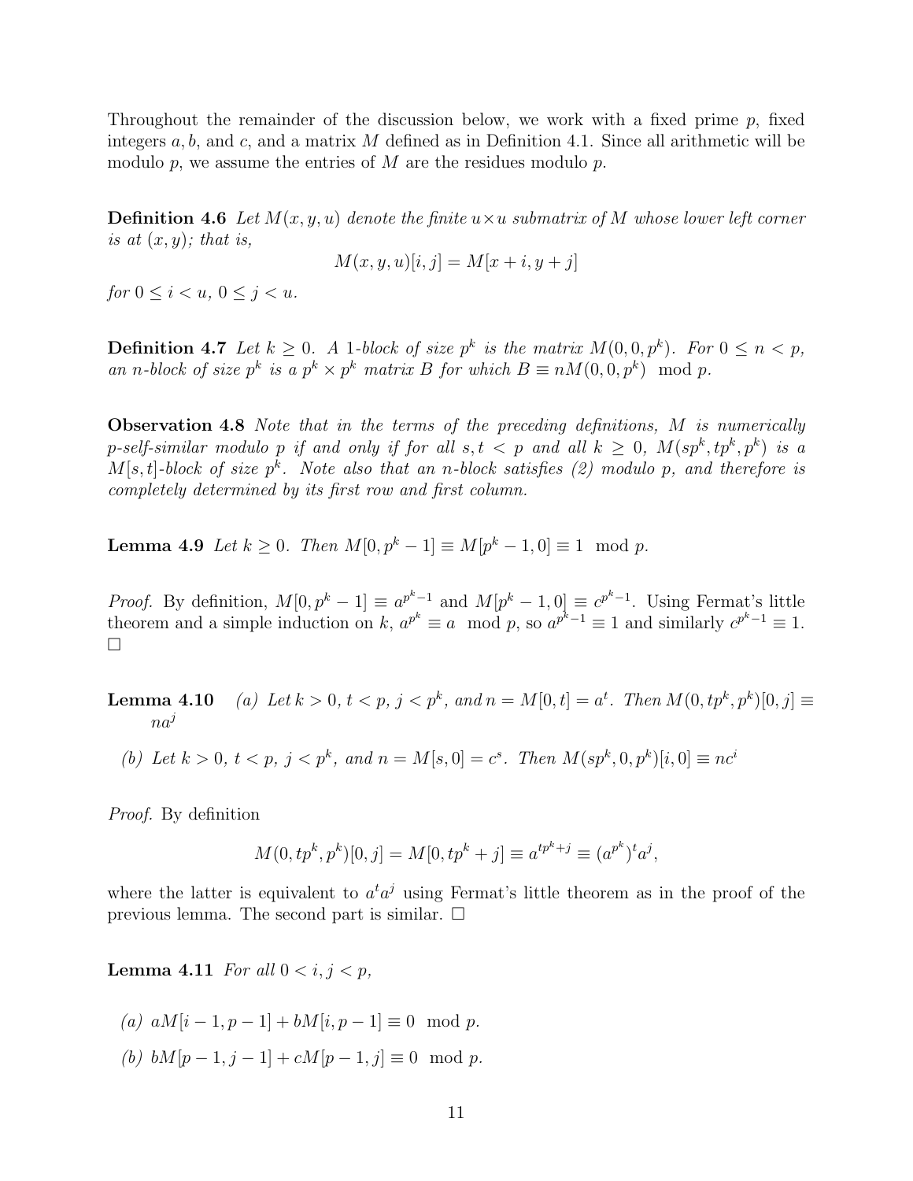Throughout the remainder of the discussion below, we work with a fixed prime $p$, fixed integers $a, b$, and $c$, and a matrix $M$ defined as in Definition 4.1. Since all arithmetic will be modulo $p$, we assume the entries of $M$ are the residues modulo $p$.

**Definition 4.6** *Let $M(x, y, u)$ denote the finite $u \times u$ submatrix of $M$ whose lower left corner is at $(x, y)$; that is,*

$$M(x, y, u)[i, j] = M[x + i, y + j]$$

*for $0 \leq i < u$, $0 \leq j < u$.*

**Definition 4.7** *Let $k \geq 0$. A 1-block of size $p^k$ is the matrix $M(0, 0, p^k)$. For $0 \leq n < p$, an $n$-block of size $p^k$ is a $p^k \times p^k$ matrix $B$ for which $B \equiv nM(0, 0, p^k) \mod p$.*

**Observation 4.8** *Note that in the terms of the preceding definitions, $M$ is numerically $p$-self-similar modulo $p$ if and only if for all $s, t < p$ and all $k \geq 0$, $M(sp^k, tp^k, p^k)$ is a $M[s, t]$-block of size $p^k$. Note also that an $n$-block satisfies (2) modulo $p$, and therefore is completely determined by its first row and first column.*

**Lemma 4.9** *Let $k \geq 0$. Then $M[0, p^k - 1] \equiv M[p^k - 1, 0] \equiv 1 \mod p$.*

*Proof.* By definition, $M[0, p^k - 1] \equiv a^{p^k - 1}$ and $M[p^k - 1, 0] \equiv c^{p^k - 1}$. Using Fermat's little theorem and a simple induction on $k$, $a^{p^k} \equiv a \mod p$, so $a^{p^k - 1} \equiv 1$ and similarly $c^{p^k - 1} \equiv 1$. □

**Lemma 4.10** *(a) Let $k > 0$, $t < p$, $j < p^k$, and $n = M[0, t] = a^t$. Then $M(0, tp^k, p^k)[0, j] \equiv na^j$*

*(b) Let $k > 0$, $t < p$, $j < p^k$, and $n = M[s, 0] = c^s$. Then $M(sp^k, 0, p^k)[i, 0] \equiv nc^i$*

*Proof.* By definition

$$M(0, tp^k, p^k)[0, j] = M[0, tp^k + j] \equiv a^{tp^k + j} \equiv (a^{p^k})^t a^j,$$

where the latter is equivalent to $a^t a^j$ using Fermat's little theorem as in the proof of the previous lemma. The second part is similar. □

**Lemma 4.11** *For all $0 < i, j < p$,*

*(a) $aM[i - 1, p - 1] + bM[i, p - 1] \equiv 0 \mod p$.*

*(b) $bM[p - 1, j - 1] + cM[p - 1, j] \equiv 0 \mod p$.*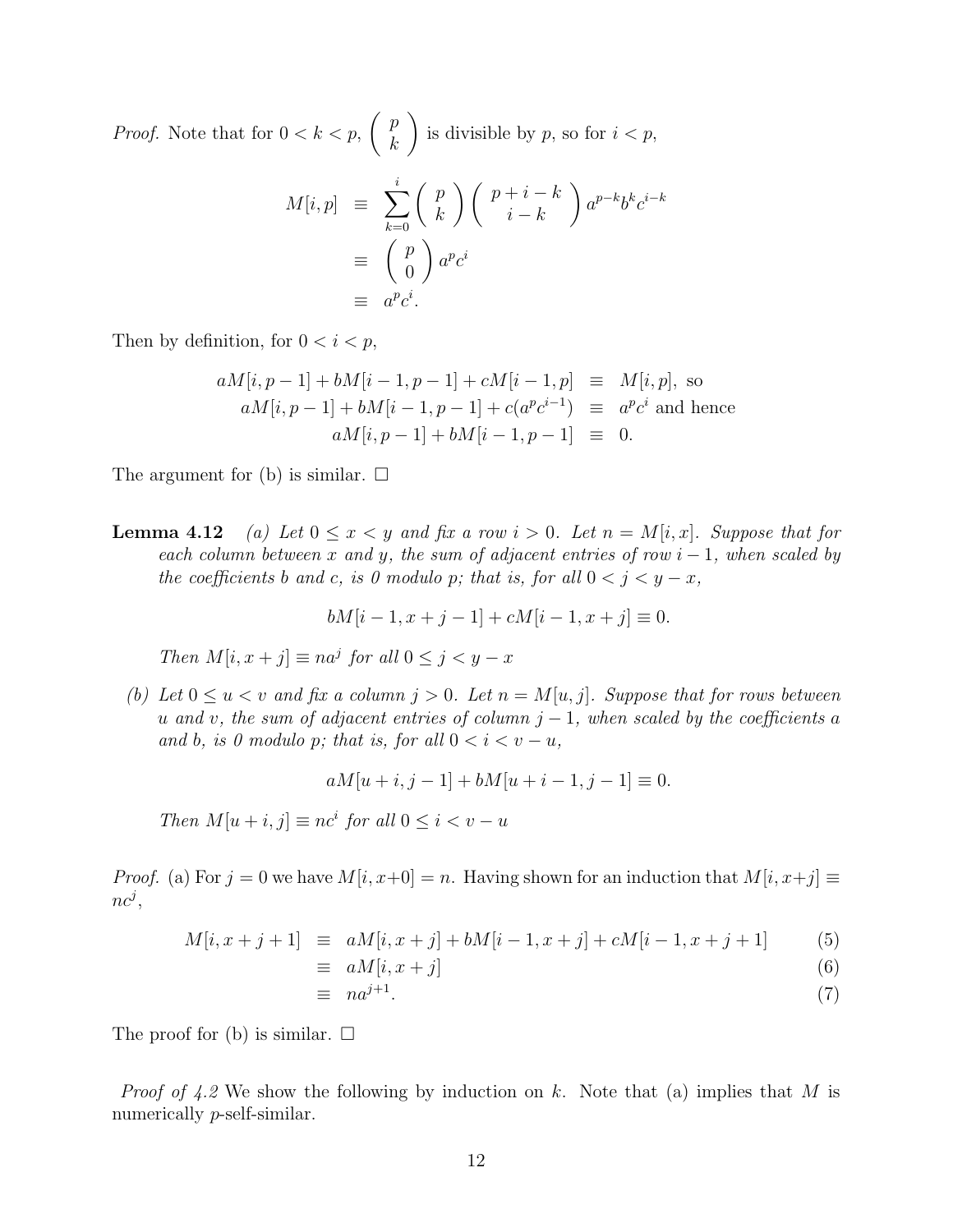*Proof.* Note that for $0 < k < p$, $\begin{pmatrix} p \\ k \end{pmatrix}$ is divisible by $p$, so for $i < p$,

$$\begin{aligned} M[i,p] &\equiv \sum_{k=0}^{i} \begin{pmatrix} p \\ k \end{pmatrix} \begin{pmatrix} p+i-k \\ i-k \end{pmatrix} a^{p-k} b^k c^{i-k} \\ &\equiv \begin{pmatrix} p \\ 0 \end{pmatrix} a^p c^i \\ &\equiv a^p c^i. \end{aligned}$$

Then by definition, for $0 < i < p$,

$$\begin{aligned} aM[i,p-1] + bM[i-1,p-1] + cM[i-1,p] &\equiv M[i,p], \text{ so} \\ aM[i,p-1] + bM[i-1,p-1] + c(a^p c^{i-1}) &\equiv a^p c^i \text{ and hence} \\ aM[i,p-1] + bM[i-1,p-1] &\equiv 0. \end{aligned}$$

The argument for (b) is similar. □

**Lemma 4.12** *(a) Let $0 \le x < y$ and fix a row $i > 0$. Let $n = M[i,x]$. Suppose that for each column between $x$ and $y$, the sum of adjacent entries of row $i-1$, when scaled by the coefficients $b$ and $c$, is 0 modulo $p$; that is, for all $0 < j < y - x$,*

$$bM[i-1, x+j-1] + cM[i-1, x+j] \equiv 0.$$

*Then $M[i, x+j] \equiv na^j$ for all $0 \le j < y - x$*

*(b) Let $0 \le u < v$ and fix a column $j > 0$. Let $n = M[u,j]$. Suppose that for rows between $u$ and $v$, the sum of adjacent entries of column $j-1$, when scaled by the coefficients $a$ and $b$, is 0 modulo $p$; that is, for all $0 < i < v - u$,*

$$aM[u+i, j-1] + bM[u+i-1, j-1] \equiv 0.$$

*Then $M[u+i, j] \equiv nc^i$ for all $0 \le i < v - u$*

*Proof.* (a) For $j = 0$ we have $M[i, x+0] = n$. Having shown for an induction that $M[i, x+j] \equiv nc^j$,

$$\begin{aligned} M[i, x+j+1] &\equiv aM[i, x+j] + bM[i-1, x+j] + cM[i-1, x+j+1] &(5) \\ &\equiv aM[i, x+j] &(6) \\ &\equiv na^{j+1}. &(7) \end{aligned}$$

The proof for (b) is similar. □

*Proof of 4.2* We show the following by induction on $k$. Note that (a) implies that $M$ is numerically $p$-self-similar.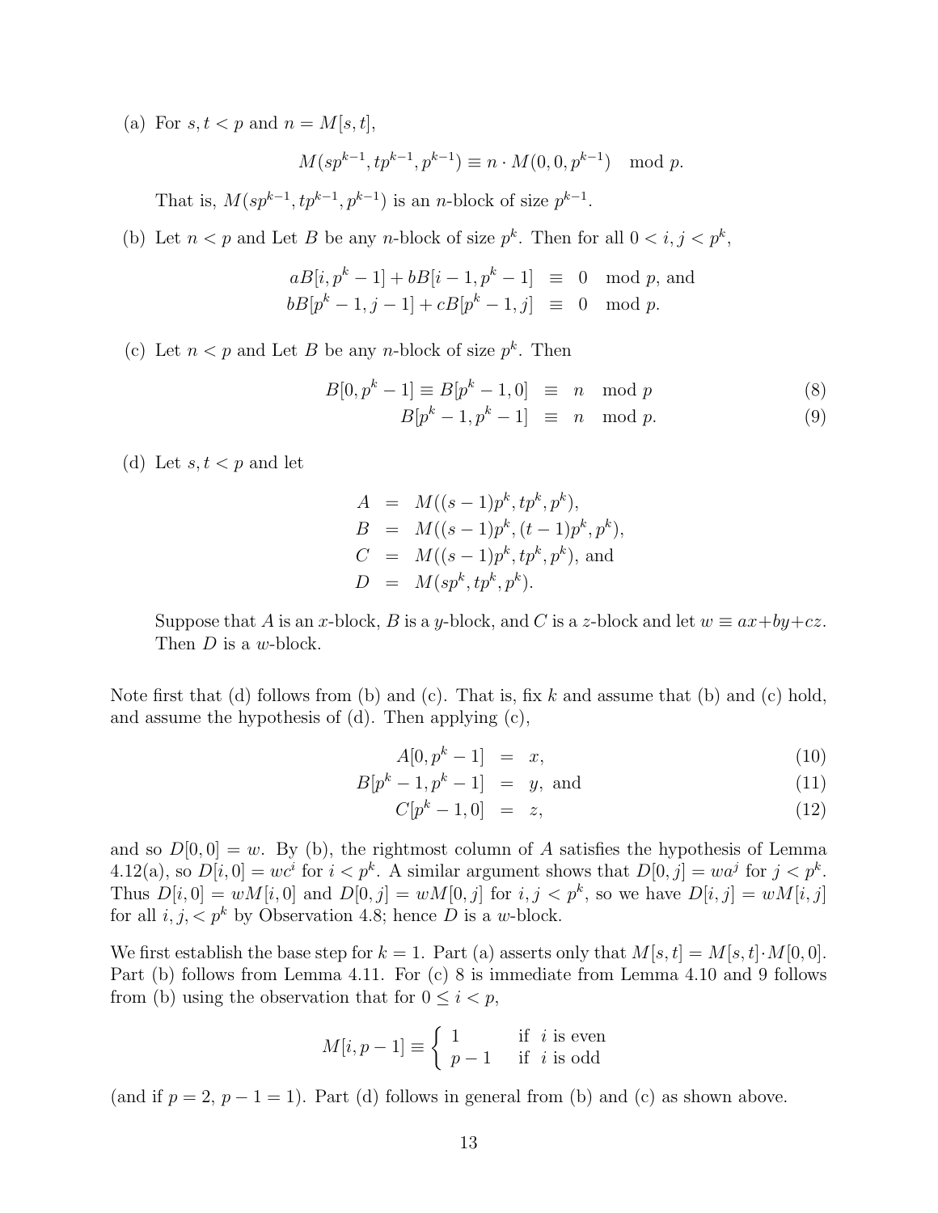(a) For $s, t < p$ and $n = M[s,t]$,

$$M(sp^{k-1}, tp^{k-1}, p^{k-1}) \equiv n \cdot M(0, 0, p^{k-1}) \mod p.$$

That is, $M(sp^{k-1}, tp^{k-1}, p^{k-1})$ is an $n$-block of size $p^{k-1}$.

(b) Let $n < p$ and Let $B$ be any $n$-block of size $p^k$. Then for all $0 < i, j < p^k$,

$$\begin{aligned} aB[i, p^k - 1] + bB[i-1, p^k - 1] &\equiv 0 \mod p, \text{ and} \\ bB[p^k - 1, j-1] + cB[p^k - 1, j] &\equiv 0 \mod p. \end{aligned}$$

(c) Let $n < p$ and Let $B$ be any $n$-block of size $p^k$. Then

$$B[0, p^k - 1] \equiv B[p^k - 1, 0] \equiv n \mod p \tag{8}$$

$$B[p^k - 1, p^k - 1] \equiv n \mod p. \tag{9}$$

(d) Let $s, t < p$ and let

$$\begin{aligned} A &= M((s-1)p^k, tp^k, p^k), \\ B &= M((s-1)p^k, (t-1)p^k, p^k), \\ C &= M((s-1)p^k, tp^k, p^k), \text{ and} \\ D &= M(sp^k, tp^k, p^k). \end{aligned}$$

Suppose that $A$ is an $x$-block, $B$ is a $y$-block, and $C$ is a $z$-block and let $w \equiv ax + by + cz$. Then $D$ is a $w$-block.

Note first that (d) follows from (b) and (c). That is, fix $k$ and assume that (b) and (c) hold, and assume the hypothesis of (d). Then applying (c),

$$A[0, p^k - 1] = x, \tag{10}$$

$$B[p^k - 1, p^k - 1] = y, \text{ and} \tag{11}$$

$$C[p^k - 1, 0] = z, \tag{12}$$

and so $D[0,0] = w$. By (b), the rightmost column of $A$ satisfies the hypothesis of Lemma 4.12(a), so $D[i, 0] = wc^i$ for $i < p^k$. A similar argument shows that $D[0, j] = wa^j$ for $j < p^k$. Thus $D[i, 0] = wM[i, 0]$ and $D[0, j] = wM[0, j]$ for $i, j < p^k$, so we have $D[i, j] = wM[i, j]$ for all $i, j, < p^k$ by Observation 4.8; hence $D$ is a $w$-block.

We first establish the base step for $k = 1$. Part (a) asserts only that $M[s,t] = M[s,t] \cdot M[0,0]$. Part (b) follows from Lemma 4.11. For (c) 8 is immediate from Lemma 4.10 and 9 follows from (b) using the observation that for $0 \leq i < p$,

$$M[i, p-1] \equiv \begin{cases} 1 & \text{if } i \text{ is even} \\ p - 1 & \text{if } i \text{ is odd} \end{cases}$$

(and if $p = 2$, $p - 1 = 1$). Part (d) follows in general from (b) and (c) as shown above.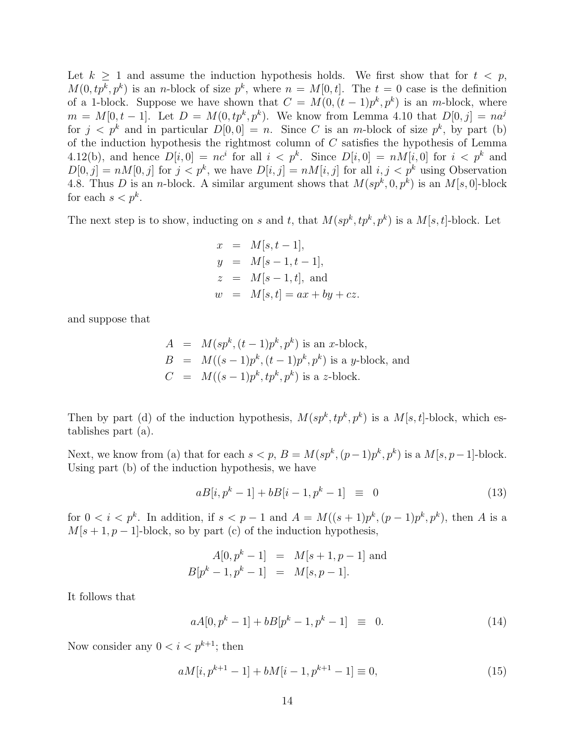Let $k \geq 1$ and assume the induction hypothesis holds. We first show that for $t < p$, $M(0, tp^k, p^k)$ is an $n$-block of size $p^k$, where $n = M[0, t]$. The $t = 0$ case is the definition of a 1-block. Suppose we have shown that $C = M(0, (t-1)p^k, p^k)$ is an $m$-block, where $m = M[0, t-1]$. Let $D = M(0, tp^k, p^k)$. We know from Lemma 4.10 that $D[0, j] = na^j$ for $j < p^k$ and in particular $D[0, 0] = n$. Since $C$ is an $m$-block of size $p^k$, by part (b) of the induction hypothesis the rightmost column of $C$ satisfies the hypothesis of Lemma 4.12(b), and hence $D[i, 0] = nc^i$ for all $i < p^k$. Since $D[i, 0] = nM[i, 0]$ for $i < p^k$ and $D[0, j] = nM[0, j]$ for $j < p^k$, we have $D[i, j] = nM[i, j]$ for all $i, j < p^k$ using Observation 4.8. Thus $D$ is an $n$-block. A similar argument shows that $M(sp^k, 0, p^k)$ is an $M[s, 0]$-block for each $s < p^k$.

The next step is to show, inducting on $s$ and $t$, that $M(sp^k, tp^k, p^k)$ is a $M[s, t]$-block. Let

$$
\begin{aligned}
x &= M[s, t-1], \\
y &= M[s-1, t-1], \\
z &= M[s-1, t], \text{ and} \\
w &= M[s, t] = ax + by + cz.
\end{aligned}
$$

and suppose that

$$
\begin{aligned}
A &= M(sp^k, (t-1)p^k, p^k) \text{ is an } x\text{-block}, \\
B &= M((s-1)p^k, (t-1)p^k, p^k) \text{ is a } y\text{-block, and} \\
C &= M((s-1)p^k, tp^k, p^k) \text{ is a } z\text{-block.}
\end{aligned}
$$

Then by part (d) of the induction hypothesis, $M(sp^k, tp^k, p^k)$ is a $M[s, t]$-block, which establishes part (a).

Next, we know from (a) that for each $s < p$, $B = M(sp^k, (p-1)p^k, p^k)$ is a $M[s, p-1]$-block. Using part (b) of the induction hypothesis, we have

$$
aB[i, p^k - 1] + bB[i-1, p^k - 1] \equiv 0 \tag{13}
$$

for $0 < i < p^k$. In addition, if $s < p - 1$ and $A = M((s+1)p^k, (p-1)p^k, p^k)$, then $A$ is a $M[s+1, p-1]$-block, so by part (c) of the induction hypothesis,

$$
\begin{aligned}
A[0, p^k - 1] &= M[s+1, p-1] \text{ and} \\
B[p^k - 1, p^k - 1] &= M[s, p-1].
\end{aligned}
$$

It follows that

$$
aA[0, p^k - 1] + bB[p^k - 1, p^k - 1] \equiv 0. \tag{14}
$$

Now consider any $0 < i < p^{k+1}$; then

$$
aM[i, p^{k+1} - 1] + bM[i-1, p^{k+1} - 1] \equiv 0, \tag{15}
$$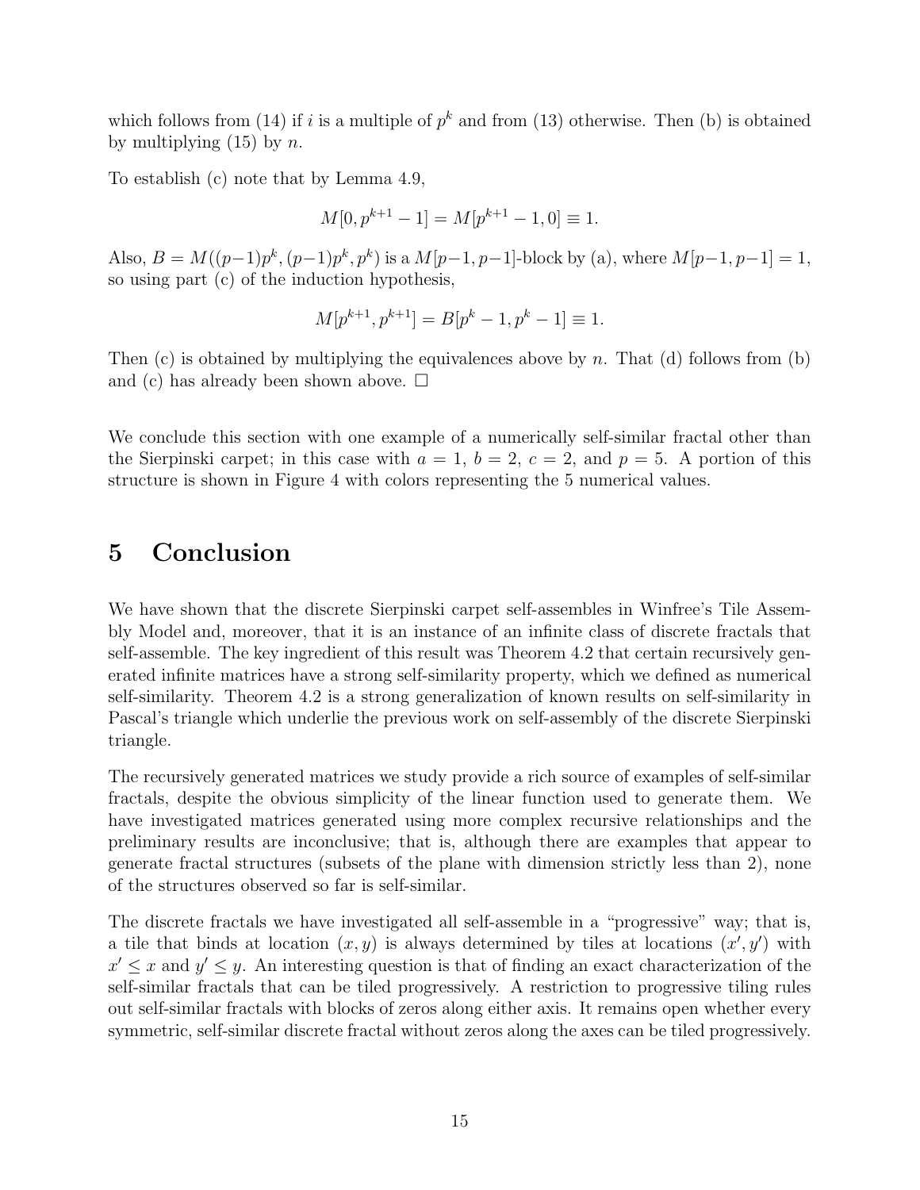which follows from (14) if $i$ is a multiple of $p^k$ and from (13) otherwise. Then (b) is obtained by multiplying (15) by $n$.

To establish (c) note that by Lemma 4.9,

$$M[0, p^{k+1} - 1] = M[p^{k+1} - 1, 0] \equiv 1.$$

Also, $B = M((p-1)p^k, (p-1)p^k, p^k)$ is a $M[p-1, p-1]$-block by (a), where $M[p-1, p-1] = 1$, so using part (c) of the induction hypothesis,

$$M[p^{k+1}, p^{k+1}] = B[p^k - 1, p^k - 1] \equiv 1.$$

Then (c) is obtained by multiplying the equivalences above by $n$. That (d) follows from (b) and (c) has already been shown above. □

We conclude this section with one example of a numerically self-similar fractal other than the Sierpinski carpet; in this case with $a = 1$, $b = 2$, $c = 2$, and $p = 5$. A portion of this structure is shown in Figure 4 with colors representing the 5 numerical values.

# 5 Conclusion

We have shown that the discrete Sierpinski carpet self-assembles in Winfree's Tile Assembly Model and, moreover, that it is an instance of an infinite class of discrete fractals that self-assemble. The key ingredient of this result was Theorem 4.2 that certain recursively generated infinite matrices have a strong self-similarity property, which we defined as numerical self-similarity. Theorem 4.2 is a strong generalization of known results on self-similarity in Pascal's triangle which underlie the previous work on self-assembly of the discrete Sierpinski triangle.

The recursively generated matrices we study provide a rich source of examples of self-similar fractals, despite the obvious simplicity of the linear function used to generate them. We have investigated matrices generated using more complex recursive relationships and the preliminary results are inconclusive; that is, although there are examples that appear to generate fractal structures (subsets of the plane with dimension strictly less than 2), none of the structures observed so far is self-similar.

The discrete fractals we have investigated all self-assemble in a "progressive" way; that is, a tile that binds at location $(x, y)$ is always determined by tiles at locations $(x', y')$ with $x' \leq x$ and $y' \leq y$. An interesting question is that of finding an exact characterization of the self-similar fractals that can be tiled progressively. A restriction to progressive tiling rules out self-similar fractals with blocks of zeros along either axis. It remains open whether every symmetric, self-similar discrete fractal without zeros along the axes can be tiled progressively.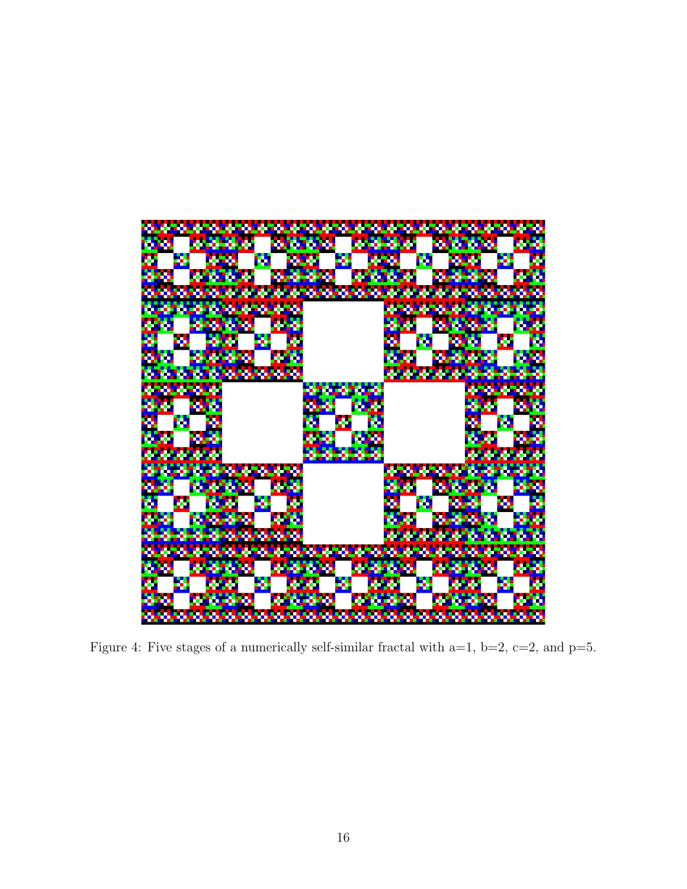Figure 4: Five stages of a numerically self-similar fractal with a=1, b=2, c=2, and p=5.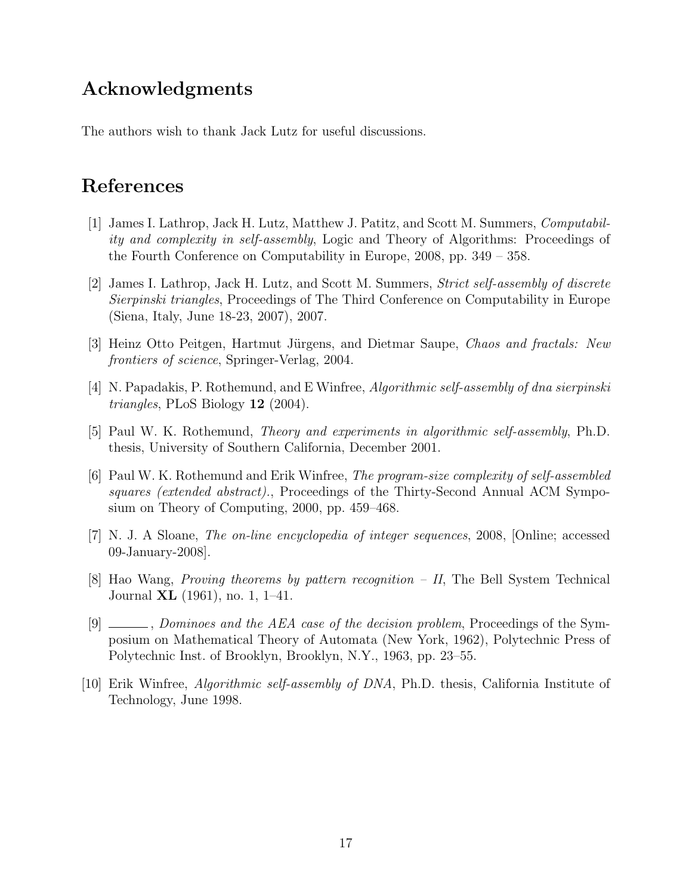## Acknowledgments

The authors wish to thank Jack Lutz for useful discussions.

## References

[1] James I. Lathrop, Jack H. Lutz, Matthew J. Patitz, and Scott M. Summers, *Computability and complexity in self-assembly*, Logic and Theory of Algorithms: Proceedings of the Fourth Conference on Computability in Europe, 2008, pp. 349 – 358.

[2] James I. Lathrop, Jack H. Lutz, and Scott M. Summers, *Strict self-assembly of discrete Sierpinski triangles*, Proceedings of The Third Conference on Computability in Europe (Siena, Italy, June 18-23, 2007), 2007.

[3] Heinz Otto Peitgen, Hartmut Jürgens, and Dietmar Saupe, *Chaos and fractals: New frontiers of science*, Springer-Verlag, 2004.

[4] N. Papadakis, P. Rothemund, and E Winfree, *Algorithmic self-assembly of dna sierpinski triangles*, PLoS Biology **12** (2004).

[5] Paul W. K. Rothemund, *Theory and experiments in algorithmic self-assembly*, Ph.D. thesis, University of Southern California, December 2001.

[6] Paul W. K. Rothemund and Erik Winfree, *The program-size complexity of self-assembled squares (extended abstract).*, Proceedings of the Thirty-Second Annual ACM Symposium on Theory of Computing, 2000, pp. 459–468.

[7] N. J. A Sloane, *The on-line encyclopedia of integer sequences*, 2008, [Online; accessed 09-January-2008].

[8] Hao Wang, *Proving theorems by pattern recognition – II*, The Bell System Technical Journal **XL** (1961), no. 1, 1–41.

[9] ______, *Dominoes and the AEA case of the decision problem*, Proceedings of the Symposium on Mathematical Theory of Automata (New York, 1962), Polytechnic Press of Polytechnic Inst. of Brooklyn, Brooklyn, N.Y., 1963, pp. 23–55.

[10] Erik Winfree, *Algorithmic self-assembly of DNA*, Ph.D. thesis, California Institute of Technology, June 1998.